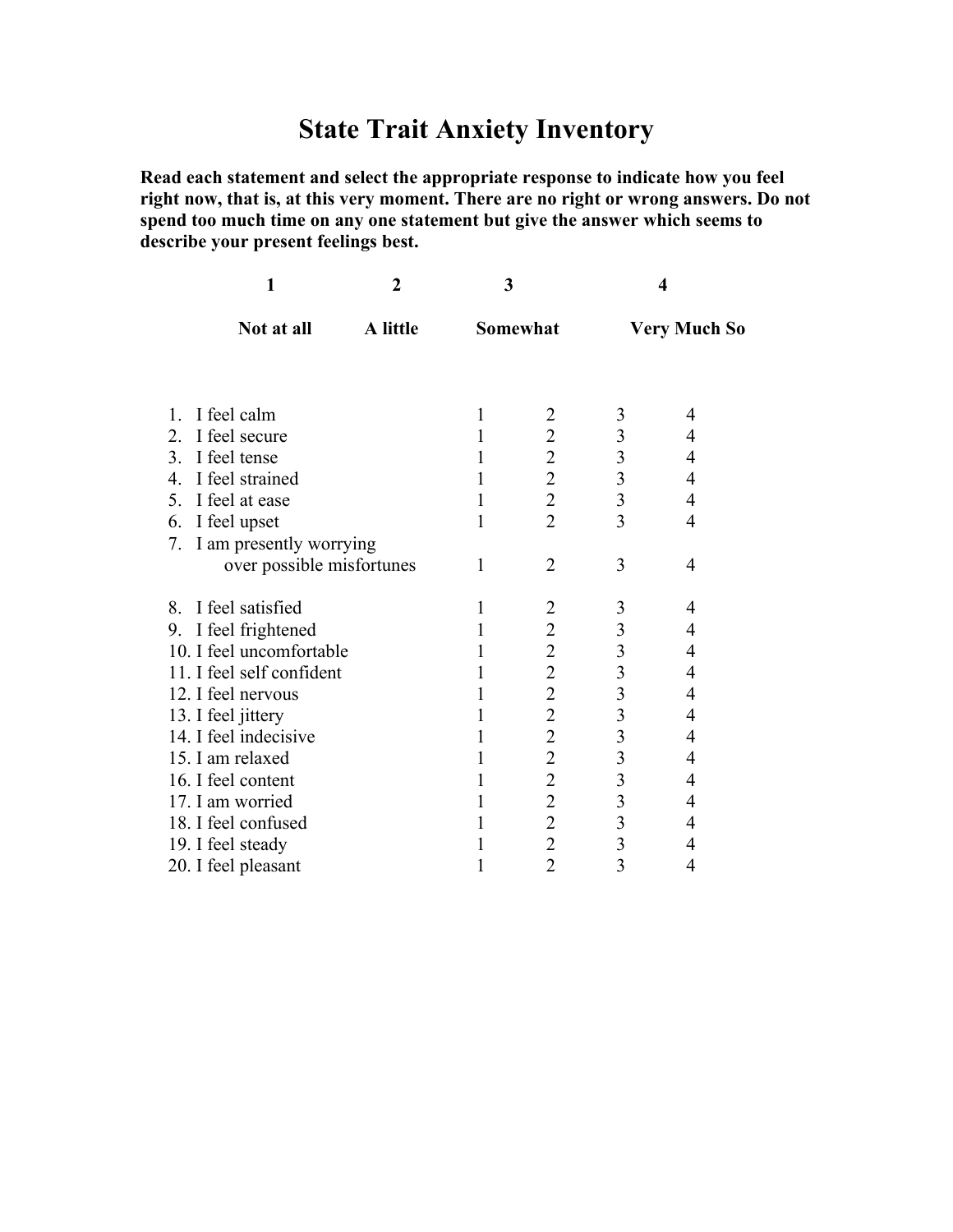# State Trait Anxiety Inventory

**Read each statement and select the appropriate response to indicate how you feel right now, that is, at this very moment. There are no right or wrong answers. Do not spend too much time on any one statement but give the answer which seems to describe your present feelings best.**

| 1 | 2 | 3 | 4 |
|---|---|---|---|
| **Not at all** | **A little** | **Somewhat** | **Very Much So** |

| | | | | |
|---|---|---|---|---|
| 1. I feel calm | 1 | 2 | 3 | 4 |
| 2. I feel secure | 1 | 2 | 3 | 4 |
| 3. I feel tense | 1 | 2 | 3 | 4 |
| 4. I feel strained | 1 | 2 | 3 | 4 |
| 5. I feel at ease | 1 | 2 | 3 | 4 |
| 6. I feel upset | 1 | 2 | 3 | 4 |
| 7. I am presently worrying over possible misfortunes | 1 | 2 | 3 | 4 |
| 8. I feel satisfied | 1 | 2 | 3 | 4 |
| 9. I feel frightened | 1 | 2 | 3 | 4 |
| 10. I feel uncomfortable | 1 | 2 | 3 | 4 |
| 11. I feel self confident | 1 | 2 | 3 | 4 |
| 12. I feel nervous | 1 | 2 | 3 | 4 |
| 13. I feel jittery | 1 | 2 | 3 | 4 |
| 14. I feel indecisive | 1 | 2 | 3 | 4 |
| 15. I am relaxed | 1 | 2 | 3 | 4 |
| 16. I feel content | 1 | 2 | 3 | 4 |
| 17. I am worried | 1 | 2 | 3 | 4 |
| 18. I feel confused | 1 | 2 | 3 | 4 |
| 19. I feel steady | 1 | 2 | 3 | 4 |
| 20. I feel pleasant | 1 | 2 | 3 | 4 |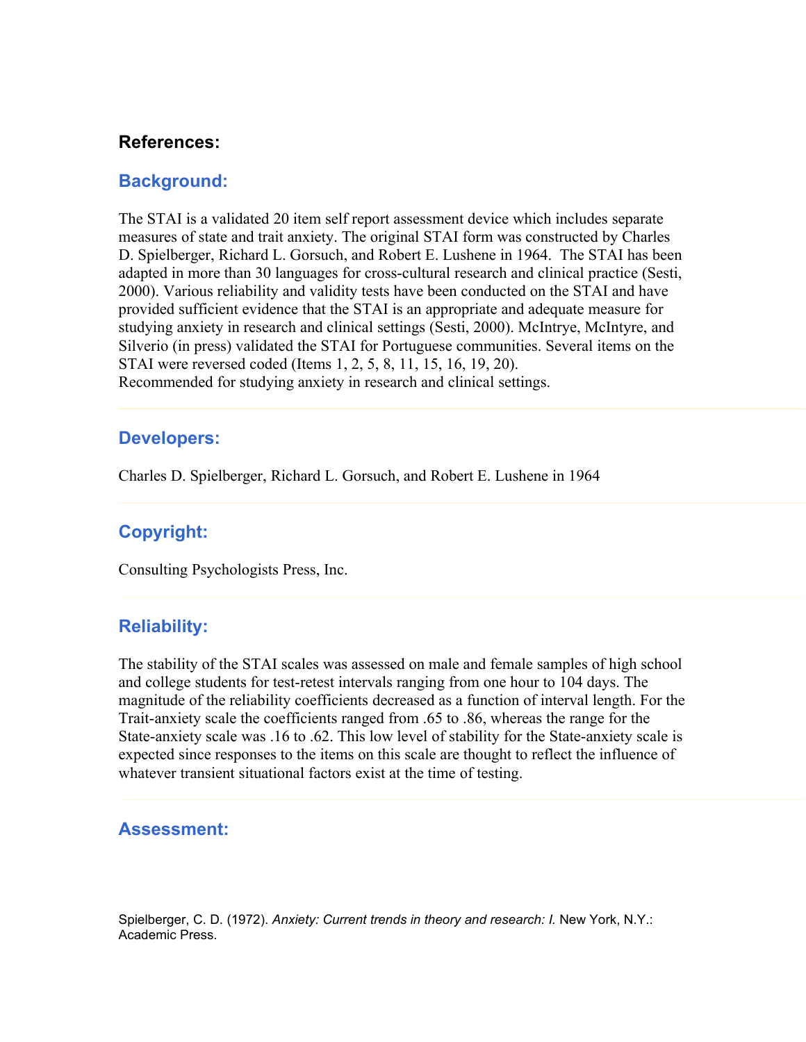**References:**

## Background:

The STAI is a validated 20 item self report assessment device which includes separate measures of state and trait anxiety. The original STAI form was constructed by Charles D. Spielberger, Richard L. Gorsuch, and Robert E. Lushene in 1964. The STAI has been adapted in more than 30 languages for cross-cultural research and clinical practice (Sesti, 2000). Various reliability and validity tests have been conducted on the STAI and have provided sufficient evidence that the STAI is an appropriate and adequate measure for studying anxiety in research and clinical settings (Sesti, 2000). McIntrye, McIntyre, and Silverio (in press) validated the STAI for Portuguese communities. Several items on the STAI were reversed coded (Items 1, 2, 5, 8, 11, 15, 16, 19, 20).
Recommended for studying anxiety in research and clinical settings.

## Developers:

Charles D. Spielberger, Richard L. Gorsuch, and Robert E. Lushene in 1964

## Copyright:

Consulting Psychologists Press, Inc.

## Reliability:

The stability of the STAI scales was assessed on male and female samples of high school and college students for test-retest intervals ranging from one hour to 104 days. The magnitude of the reliability coefficients decreased as a function of interval length. For the Trait-anxiety scale the coefficients ranged from .65 to .86, whereas the range for the State-anxiety scale was .16 to .62. This low level of stability for the State-anxiety scale is expected since responses to the items on this scale are thought to reflect the influence of whatever transient situational factors exist at the time of testing.

## Assessment:

Spielberger, C. D. (1972). *Anxiety: Current trends in theory and research: I.* New York, N.Y.: Academic Press.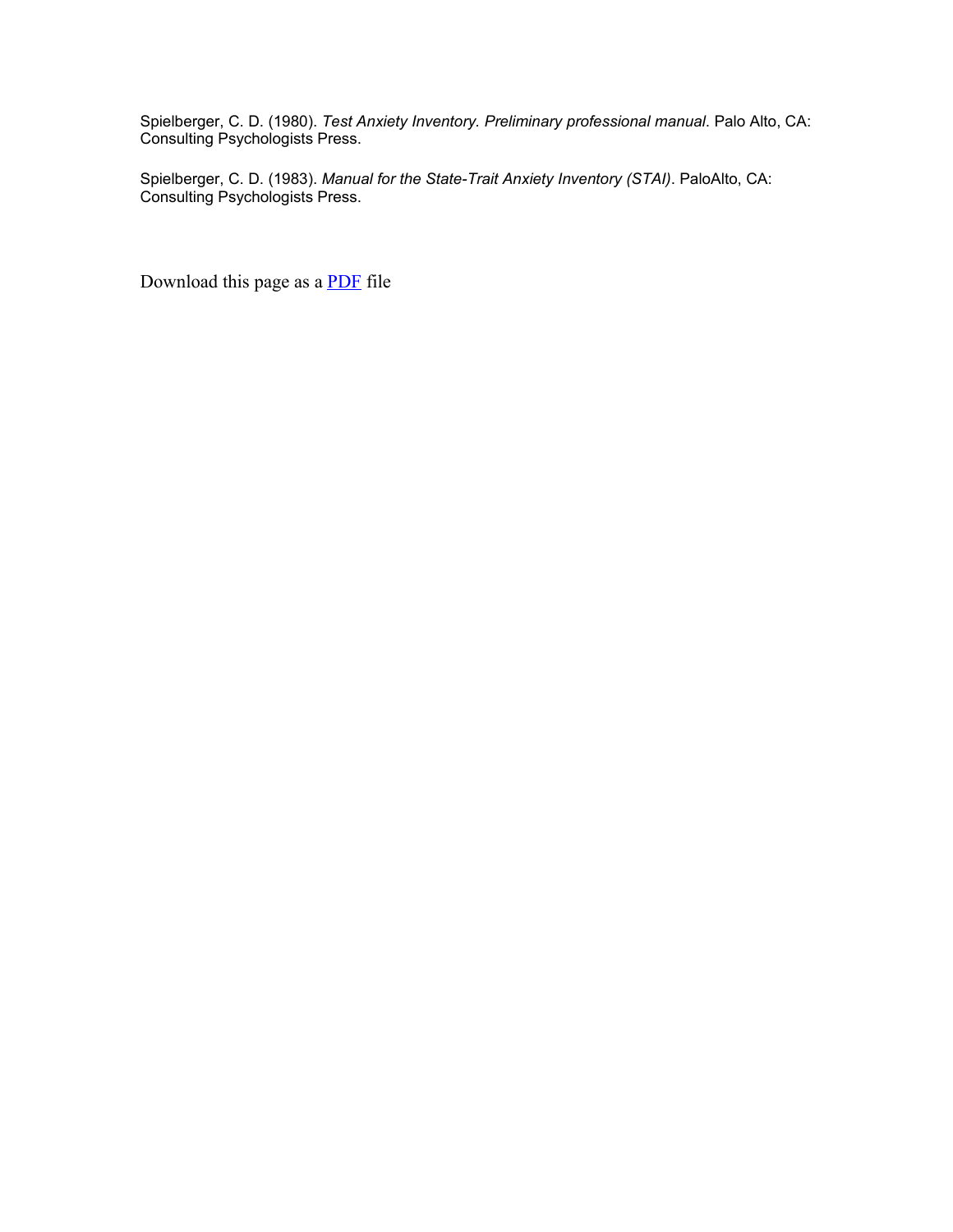Spielberger, C. D. (1980). *Test Anxiety Inventory. Preliminary professional manual*. Palo Alto, CA: Consulting Psychologists Press.

Spielberger, C. D. (1983). *Manual for the State-Trait Anxiety Inventory (STAI)*. PaloAlto, CA: Consulting Psychologists Press.

Download this page as a PDF file